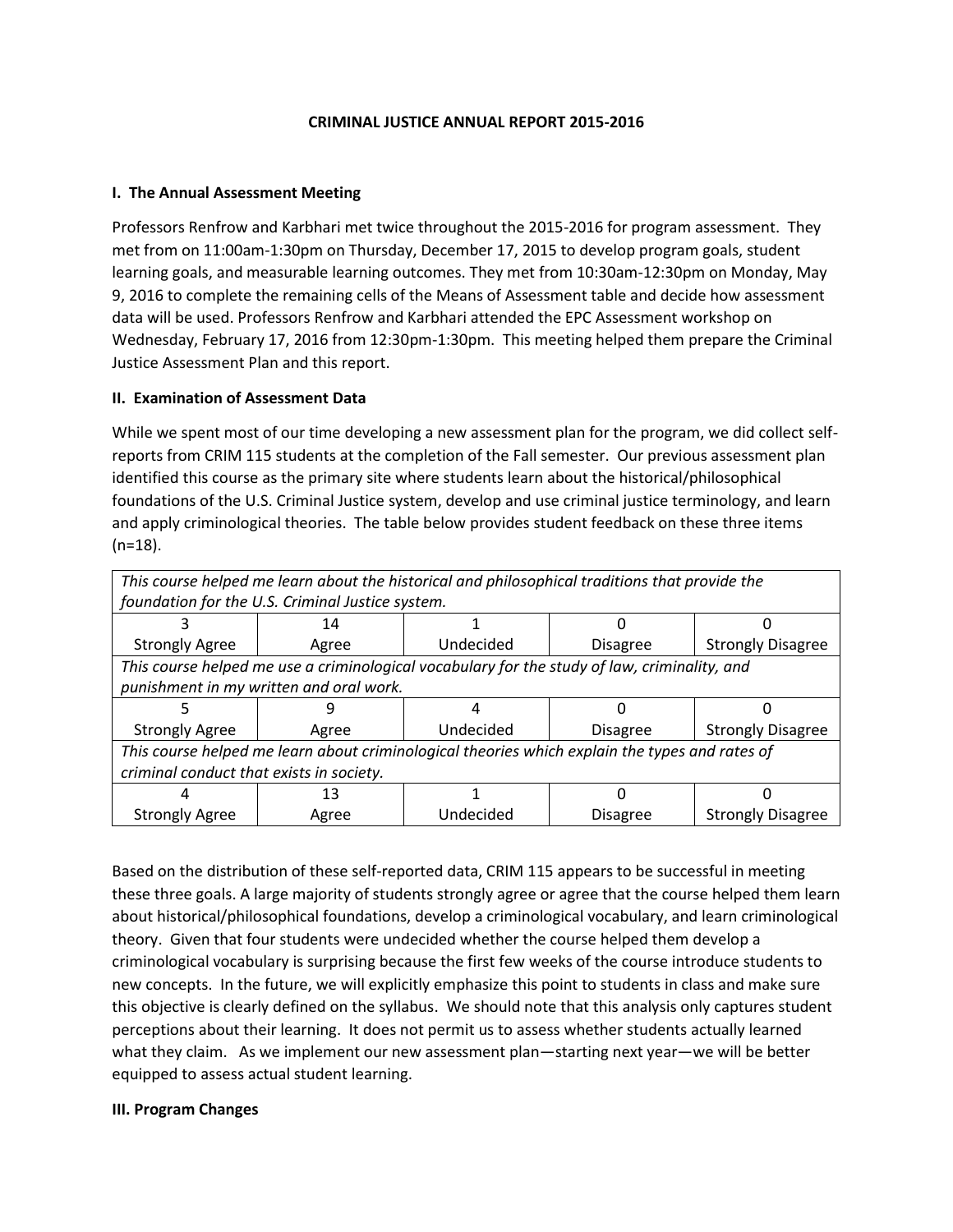# CRIMINAL JUSTICE ANNUAL REPORT 2015-2016

## I. The Annual Assessment Meeting

Professors Renfrow and Karbhari met twice throughout the 2015-2016 for program assessment. They met from on 11:00am-1:30pm on Thursday, December 17, 2015 to develop program goals, student learning goals, and measurable learning outcomes. They met from 10:30am-12:30pm on Monday, May 9, 2016 to complete the remaining cells of the Means of Assessment table and decide how assessment data will be used. Professors Renfrow and Karbhari attended the EPC Assessment workshop on Wednesday, February 17, 2016 from 12:30pm-1:30pm. This meeting helped them prepare the Criminal Justice Assessment Plan and this report.

## II. Examination of Assessment Data

While we spent most of our time developing a new assessment plan for the program, we did collect self-reports from CRIM 115 students at the completion of the Fall semester. Our previous assessment plan identified this course as the primary site where students learn about the historical/philosophical foundations of the U.S. Criminal Justice system, develop and use criminal justice terminology, and learn and apply criminological theories. The table below provides student feedback on these three items (n=18).

| *This course helped me learn about the historical and philosophical traditions that provide the foundation for the U.S. Criminal Justice system.* | | | | |
|---|---|---|---|---|
| 3<br>Strongly Agree | 14<br>Agree | 1<br>Undecided | 0<br>Disagree | 0<br>Strongly Disagree |
| *This course helped me use a criminological vocabulary for the study of law, criminality, and punishment in my written and oral work.* | | | | |
| 5<br>Strongly Agree | 9<br>Agree | 4<br>Undecided | 0<br>Disagree | 0<br>Strongly Disagree |
| *This course helped me learn about criminological theories which explain the types and rates of criminal conduct that exists in society.* | | | | |
| 4<br>Strongly Agree | 13<br>Agree | 1<br>Undecided | 0<br>Disagree | 0<br>Strongly Disagree |

Based on the distribution of these self-reported data, CRIM 115 appears to be successful in meeting these three goals. A large majority of students strongly agree or agree that the course helped them learn about historical/philosophical foundations, develop a criminological vocabulary, and learn criminological theory. Given that four students were undecided whether the course helped them develop a criminological vocabulary is surprising because the first few weeks of the course introduce students to new concepts. In the future, we will explicitly emphasize this point to students in class and make sure this objective is clearly defined on the syllabus. We should note that this analysis only captures student perceptions about their learning. It does not permit us to assess whether students actually learned what they claim. As we implement our new assessment plan—starting next year—we will be better equipped to assess actual student learning.

## III. Program Changes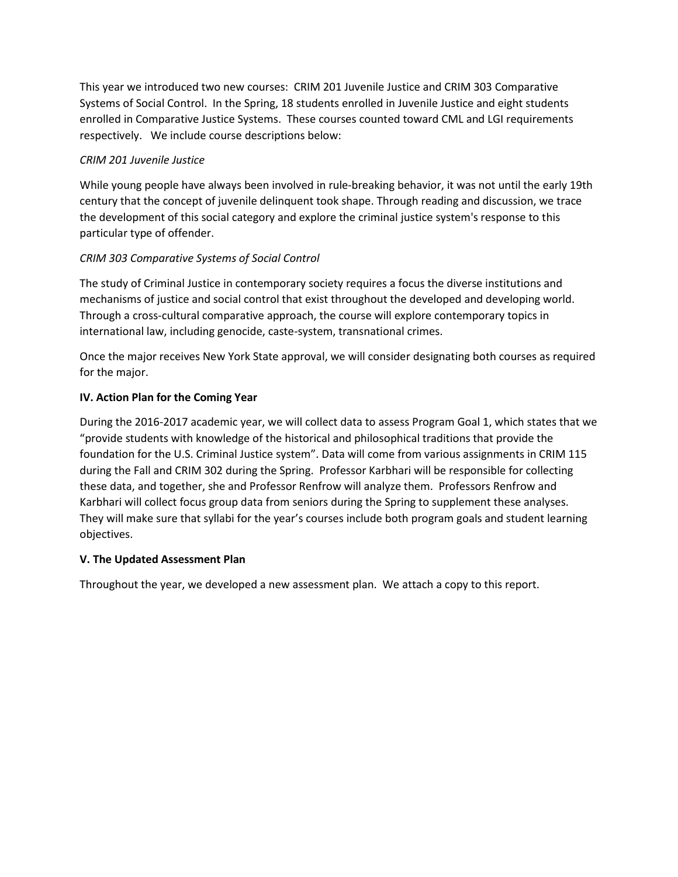This year we introduced two new courses: CRIM 201 Juvenile Justice and CRIM 303 Comparative Systems of Social Control. In the Spring, 18 students enrolled in Juvenile Justice and eight students enrolled in Comparative Justice Systems. These courses counted toward CML and LGI requirements respectively. We include course descriptions below:

*CRIM 201 Juvenile Justice*

While young people have always been involved in rule-breaking behavior, it was not until the early 19th century that the concept of juvenile delinquent took shape. Through reading and discussion, we trace the development of this social category and explore the criminal justice system's response to this particular type of offender.

*CRIM 303 Comparative Systems of Social Control*

The study of Criminal Justice in contemporary society requires a focus the diverse institutions and mechanisms of justice and social control that exist throughout the developed and developing world. Through a cross-cultural comparative approach, the course will explore contemporary topics in international law, including genocide, caste-system, transnational crimes.

Once the major receives New York State approval, we will consider designating both courses as required for the major.

**IV. Action Plan for the Coming Year**

During the 2016-2017 academic year, we will collect data to assess Program Goal 1, which states that we "provide students with knowledge of the historical and philosophical traditions that provide the foundation for the U.S. Criminal Justice system". Data will come from various assignments in CRIM 115 during the Fall and CRIM 302 during the Spring. Professor Karbhari will be responsible for collecting these data, and together, she and Professor Renfrow will analyze them. Professors Renfrow and Karbhari will collect focus group data from seniors during the Spring to supplement these analyses. They will make sure that syllabi for the year's courses include both program goals and student learning objectives.

**V. The Updated Assessment Plan**

Throughout the year, we developed a new assessment plan. We attach a copy to this report.